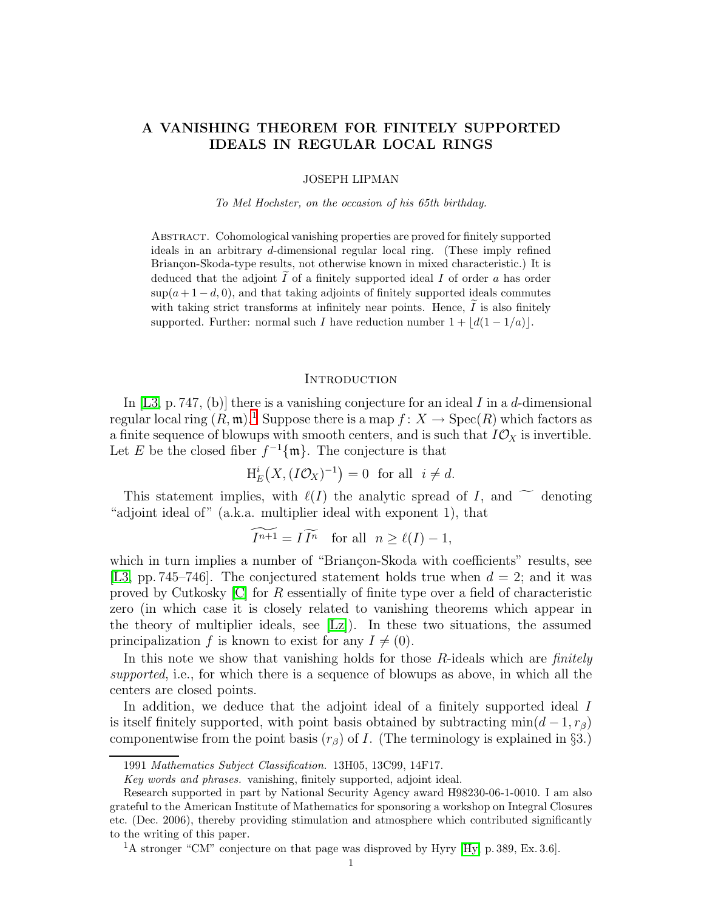# A VANISHING THEOREM FOR FINITELY SUPPORTED IDEALS IN REGULAR LOCAL RINGS

JOSEPH LIPMAN

*To Mel Hochster, on the occasion of his 65th birthday.*

Abstract. Cohomological vanishing properties are proved for finitely supported ideals in an arbitrary $d$-dimensional regular local ring. (These imply refined Briançon-Skoda-type results, not otherwise known in mixed characteristic.) It is deduced that the adjoint $\widetilde{I}$ of a finitely supported ideal $I$ of order $a$ has order $\sup(a+1-d, 0)$, and that taking adjoints of finitely supported ideals commutes with taking strict transforms at infinitely near points. Hence, $\widetilde{I}$ is also finitely supported. Further: normal such $I$ have reduction number $1 + \lfloor d(1-1/a) \rfloor$.

## Introduction

In [L3, p. 747, (b)] there is a vanishing conjecture for an ideal $I$ in a $d$-dimensional regular local ring $(R, \mathfrak{m})$.[1] Suppose there is a map $f : X \to \operatorname{Spec}(R)$ which factors as a finite sequence of blowups with smooth centers, and is such that $I\mathcal{O}_X$ is invertible. Let $E$ be the closed fiber $f^{-1}\{\mathfrak{m}\}$. The conjecture is that

$$\mathrm{H}^i_E\big(X, (I\mathcal{O}_X)^{-1}\big) = 0 \quad \text{for all} \quad i \neq d.$$

This statement implies, with $\ell(I)$ the analytic spread of $I$, and $\widetilde{\ }$ denoting "adjoint ideal of" (a.k.a. multiplier ideal with exponent 1), that

$$\widetilde{I^{n+1}} = I\,\widetilde{I^n} \quad \text{for all} \quad n \geq \ell(I) - 1,$$

which in turn implies a number of "Briançon-Skoda with coefficients" results, see [L3, pp. 745–746]. The conjectured statement holds true when $d = 2$; and it was proved by Cutkosky [C] for $R$ essentially of finite type over a field of characteristic zero (in which case it is closely related to vanishing theorems which appear in the theory of multiplier ideals, see [Lz]). In these two situations, the assumed principalization $f$ is known to exist for any $I \neq (0)$.

In this note we show that vanishing holds for those $R$-ideals which are *finitely supported*, i.e., for which there is a sequence of blowups as above, in which all the centers are closed points.

In addition, we deduce that the adjoint ideal of a finitely supported ideal $I$ is itself finitely supported, with point basis obtained by subtracting $\min(d-1, r_\beta)$ componentwise from the point basis $(r_\beta)$ of $I$. (The terminology is explained in §3.)

---

1991 *Mathematics Subject Classification.* 13H05, 13C99, 14F17.

*Key words and phrases.* vanishing, finitely supported, adjoint ideal.

Research supported in part by National Security Agency award H98230-06-1-0010. I am also grateful to the American Institute of Mathematics for sponsoring a workshop on Integral Closures etc. (Dec. 2006), thereby providing stimulation and atmosphere which contributed significantly to the writing of this paper.

[1] A stronger "CM" conjecture on that page was disproved by Hyry [Hy, p. 389, Ex. 3.6].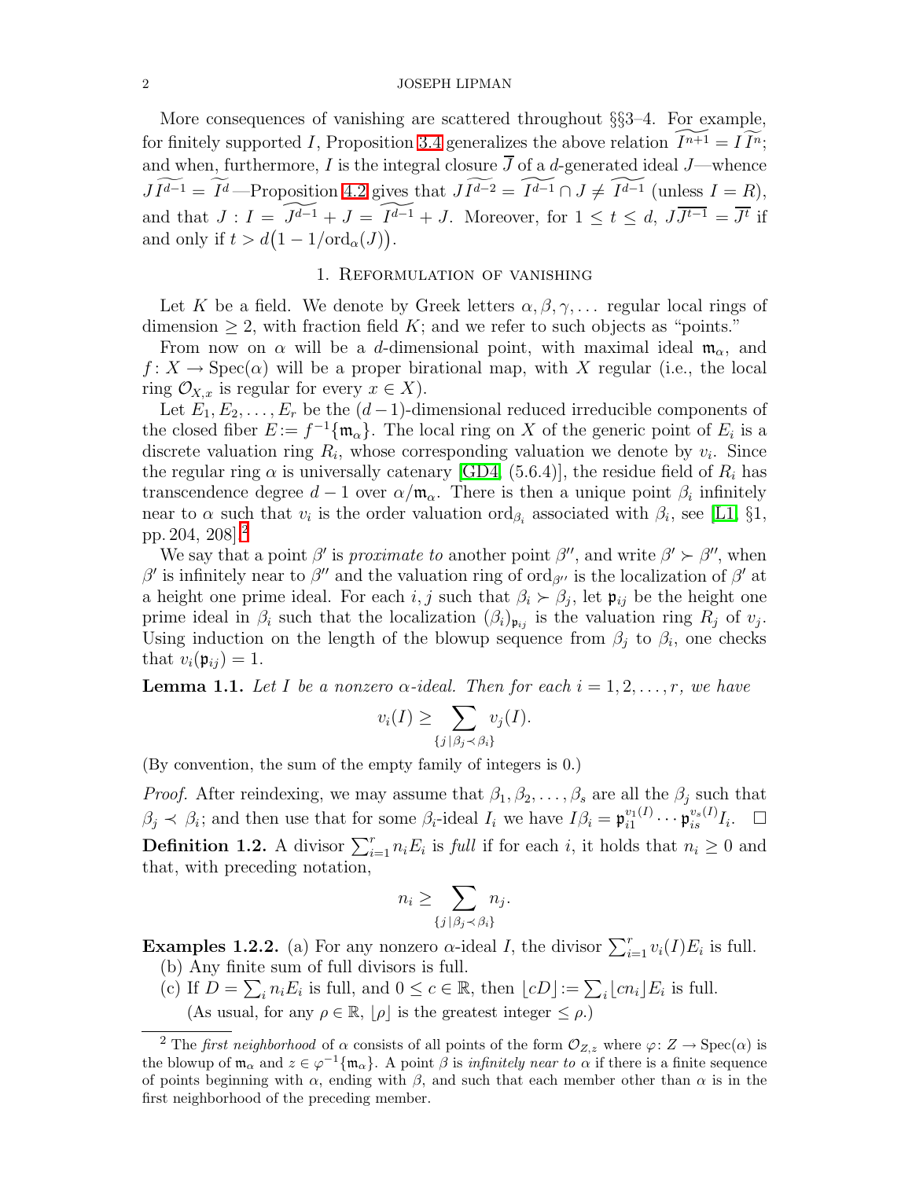More consequences of vanishing are scattered throughout §§3–4. For example, for finitely supported $I$, Proposition 3.4 generalizes the above relation $\widetilde{I^{n+1}} = I\,\widetilde{I^n}$; and when, furthermore, $I$ is the integral closure $\overline{J}$ of a $d$-generated ideal $J$—whence $J\widetilde{I^{d-1}} = \widetilde{I^d}$—Proposition 4.2 gives that $J\widetilde{I^{d-2}} = \widetilde{I^{d-1}} \cap J \neq \widetilde{I^{d-1}}$ (unless $I = R$), and that $J : I = \widetilde{J^{d-1}} + J = \widetilde{I^{d-1}} + J$. Moreover, for $1 \le t \le d$, $J\overline{J^{t-1}} = \overline{J^t}$ if and only if $t > d\big(1 - 1/\mathrm{ord}_\alpha(J)\big)$.

## 1. Reformulation of vanishing

Let $K$ be a field. We denote by Greek letters $\alpha, \beta, \gamma, \dots$ regular local rings of dimension $\ge 2$, with fraction field $K$; and we refer to such objects as "points."

From now on $\alpha$ will be a $d$-dimensional point, with maximal ideal $\mathfrak{m}_\alpha$, and $f\colon X \to \mathrm{Spec}(\alpha)$ will be a proper birational map, with $X$ regular (i.e., the local ring $\mathcal{O}_{X,x}$ is regular for every $x \in X$).

Let $E_1, E_2, \dots, E_r$ be the $(d-1)$-dimensional reduced irreducible components of the closed fiber $E := f^{-1}\{\mathfrak{m}_\alpha\}$. The local ring on $X$ of the generic point of $E_i$ is a discrete valuation ring $R_i$, whose corresponding valuation we denote by $v_i$. Since the regular ring $\alpha$ is universally catenary [GD4, (5.6.4)], the residue field of $R_i$ has transcendence degree $d-1$ over $\alpha/\mathfrak{m}_\alpha$. There is then a unique point $\beta_i$ infinitely near to $\alpha$ such that $v_i$ is the order valuation $\mathrm{ord}_{\beta_i}$ associated with $\beta_i$, see [L1, §1, pp. 204, 208].[2]

We say that a point $\beta'$ is *proximate to* another point $\beta''$, and write $\beta' \succ \beta''$, when $\beta'$ is infinitely near to $\beta''$ and the valuation ring of $\mathrm{ord}_{\beta''}$ is the localization of $\beta'$ at a height one prime ideal. For each $i, j$ such that $\beta_i \succ \beta_j$, let $\mathfrak{p}_{ij}$ be the height one prime ideal in $\beta_i$ such that the localization $(\beta_i)_{\mathfrak{p}_{ij}}$ is the valuation ring $R_j$ of $v_j$. Using induction on the length of the blowup sequence from $\beta_j$ to $\beta_i$, one checks that $v_i(\mathfrak{p}_{ij}) = 1$.

**Lemma 1.1.** *Let $I$ be a nonzero $\alpha$-ideal. Then for each $i = 1, 2, \dots, r$, we have*

$$v_i(I) \ge \sum_{\{j \,|\, \beta_j \prec \beta_i\}} v_j(I).$$

(By convention, the sum of the empty family of integers is 0.)

*Proof.* After reindexing, we may assume that $\beta_1, \beta_2, \dots, \beta_s$ are all the $\beta_j$ such that $\beta_j \prec \beta_i$; and then use that for some $\beta_i$-ideal $I_i$ we have $I\beta_i = \mathfrak{p}_{i1}^{v_1(I)} \cdots \mathfrak{p}_{is}^{v_s(I)} I_i$. $\square$

**Definition 1.2.** A divisor $\sum_{i=1}^r n_i E_i$ is *full* if for each $i$, it holds that $n_i \ge 0$ and that, with preceding notation,

$$n_i \ge \sum_{\{j \,|\, \beta_j \prec \beta_i\}} n_j.$$

**Examples 1.2.2.** (a) For any nonzero $\alpha$-ideal $I$, the divisor $\sum_{i=1}^r v_i(I) E_i$ is full.

(b) Any finite sum of full divisors is full.

(c) If $D = \sum_i n_i E_i$ is full, and $0 \le c \in \mathbb{R}$, then $\lfloor cD \rfloor := \sum_i \lfloor c n_i \rfloor E_i$ is full.

(As usual, for any $\rho \in \mathbb{R}$, $\lfloor \rho \rfloor$ is the greatest integer $\le \rho$.)

---

[2] The *first neighborhood* of $\alpha$ consists of all points of the form $\mathcal{O}_{Z,z}$ where $\varphi\colon Z \to \mathrm{Spec}(\alpha)$ is the blowup of $\mathfrak{m}_\alpha$ and $z \in \varphi^{-1}\{\mathfrak{m}_\alpha\}$. A point $\beta$ is *infinitely near to* $\alpha$ if there is a finite sequence of points beginning with $\alpha$, ending with $\beta$, and such that each member other than $\alpha$ is in the first neighborhood of the preceding member.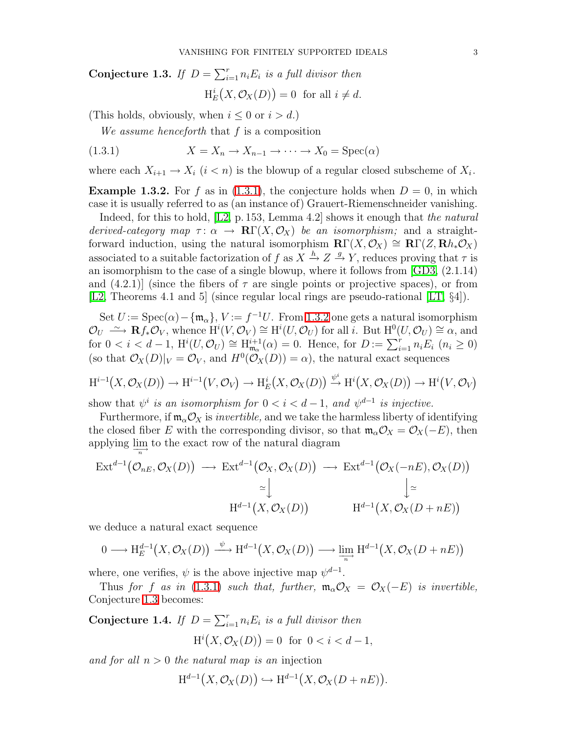**Conjecture 1.3.** *If $D = \sum_{i=1}^r n_i E_i$ is a full divisor then*

$$\mathrm{H}^i_E\big(X, \mathcal{O}_X(D)\big) = 0 \ \text{ for all } i \neq d.$$

(This holds, obviously, when $i \leq 0$ or $i > d$.)

*We assume henceforth* that $f$ is a composition

$$X = X_n \to X_{n-1} \to \cdots \to X_0 = \mathrm{Spec}(\alpha) \tag{1.3.1}$$

where each $X_{i+1} \to X_i$ $(i < n)$ is the blowup of a regular closed subscheme of $X_i$.

**Example 1.3.2.** For $f$ as in (1.3.1), the conjecture holds when $D = 0$, in which case it is usually referred to as (an instance of) Grauert-Riemenschneider vanishing.

Indeed, for this to hold, [L2, p. 153, Lemma 4.2] shows it enough that *the natural derived-category map $\tau \colon \alpha \to \mathbf{R}\Gamma(X, \mathcal{O}_X)$ be an isomorphism;* and a straightforward induction, using the natural isomorphism $\mathbf{R}\Gamma(X, \mathcal{O}_X) \cong \mathbf{R}\Gamma(Z, \mathbf{R}h_*\mathcal{O}_X)$ associated to a suitable factorization of $f$ as $X \xrightarrow{h} Z \xrightarrow{g} Y$, reduces proving that $\tau$ is an isomorphism to the case of a single blowup, where it follows from [GD3, (2.1.14) and (4.2.1)] (since the fibers of $\tau$ are single points or projective spaces), or from [L2, Theorems 4.1 and 5] (since regular local rings are pseudo-rational [LT, §4]).

Set $U := \mathrm{Spec}(\alpha) - \{\mathfrak{m}_\alpha\}$, $V := f^{-1}U$. From 1.3.2 one gets a natural isomorphism $\mathcal{O}_U \xrightarrow{\ \sim\ } \mathbf{R}f_*\mathcal{O}_V$, whence $\mathrm{H}^i(V, \mathcal{O}_V) \cong \mathrm{H}^i(U, \mathcal{O}_U)$ for all $i$. But $\mathrm{H}^0(U, \mathcal{O}_U) \cong \alpha$, and for $0 < i < d-1$, $\mathrm{H}^i(U, \mathcal{O}_U) \cong \mathrm{H}^{i+1}_{\mathfrak{m}_\alpha}(\alpha) = 0$. Hence, for $D := \sum_{i=1}^r n_i E_i$ $(n_i \geq 0)$ (so that $\mathcal{O}_X(D)|_V = \mathcal{O}_V$, and $H^0(\mathcal{O}_X(D)) = \alpha$), the natural exact sequences

$$\mathrm{H}^{i-1}\big(X, \mathcal{O}_X(D)\big) \to \mathrm{H}^{i-1}\big(V, \mathcal{O}_V\big) \to \mathrm{H}^i_E\big(X, \mathcal{O}_X(D)\big) \xrightarrow{\psi^i} \mathrm{H}^i\big(X, \mathcal{O}_X(D)\big) \to \mathrm{H}^i\big(V, \mathcal{O}_V\big)$$

show that *$\psi^i$ is an isomorphism for $0 < i < d-1$, and $\psi^{d-1}$ is injective.*

Furthermore, if $\mathfrak{m}_\alpha \mathcal{O}_X$ is *invertible,* and we take the harmless liberty of identifying the closed fiber $E$ with the corresponding divisor, so that $\mathfrak{m}_\alpha \mathcal{O}_X = \mathcal{O}_X(-E)$, then applying $\varinjlim_n$ to the exact row of the natural diagram

$$\begin{array}{ccccc}
\mathrm{Ext}^{d-1}\big(\mathcal{O}_{nE}, \mathcal{O}_X(D)\big) & \longrightarrow & \mathrm{Ext}^{d-1}\big(\mathcal{O}_X, \mathcal{O}_X(D)\big) & \longrightarrow & \mathrm{Ext}^{d-1}\big(\mathcal{O}_X(-nE), \mathcal{O}_X(D)\big) \\
 & & \downarrow{\simeq} & & \downarrow{\simeq} \\
 & & \mathrm{H}^{d-1}\big(X, \mathcal{O}_X(D)\big) & & \mathrm{H}^{d-1}\big(X, \mathcal{O}_X(D+nE)\big)
\end{array}$$

we deduce a natural exact sequence

$$0 \longrightarrow \mathrm{H}^{d-1}_E\big(X, \mathcal{O}_X(D)\big) \xrightarrow{\ \psi\ } \mathrm{H}^{d-1}\big(X, \mathcal{O}_X(D)\big) \longrightarrow \varinjlim_n \mathrm{H}^{d-1}\big(X, \mathcal{O}_X(D+nE)\big)$$

where, one verifies, $\psi$ is the above injective map $\psi^{d-1}$.

Thus *for $f$ as in (1.3.1) such that, further, $\mathfrak{m}_\alpha \mathcal{O}_X = \mathcal{O}_X(-E)$ is invertible,* Conjecture 1.3 becomes:

**Conjecture 1.4.** *If $D = \sum_{i=1}^r n_i E_i$ is a full divisor then*

$$\mathrm{H}^i\big(X, \mathcal{O}_X(D)\big) = 0 \ \text{ for } \ 0 < i < d-1,$$

*and for all $n > 0$ the natural map is an* injection

$$\mathrm{H}^{d-1}\big(X, \mathcal{O}_X(D)\big) \hookrightarrow \mathrm{H}^{d-1}\big(X, \mathcal{O}_X(D+nE)\big).$$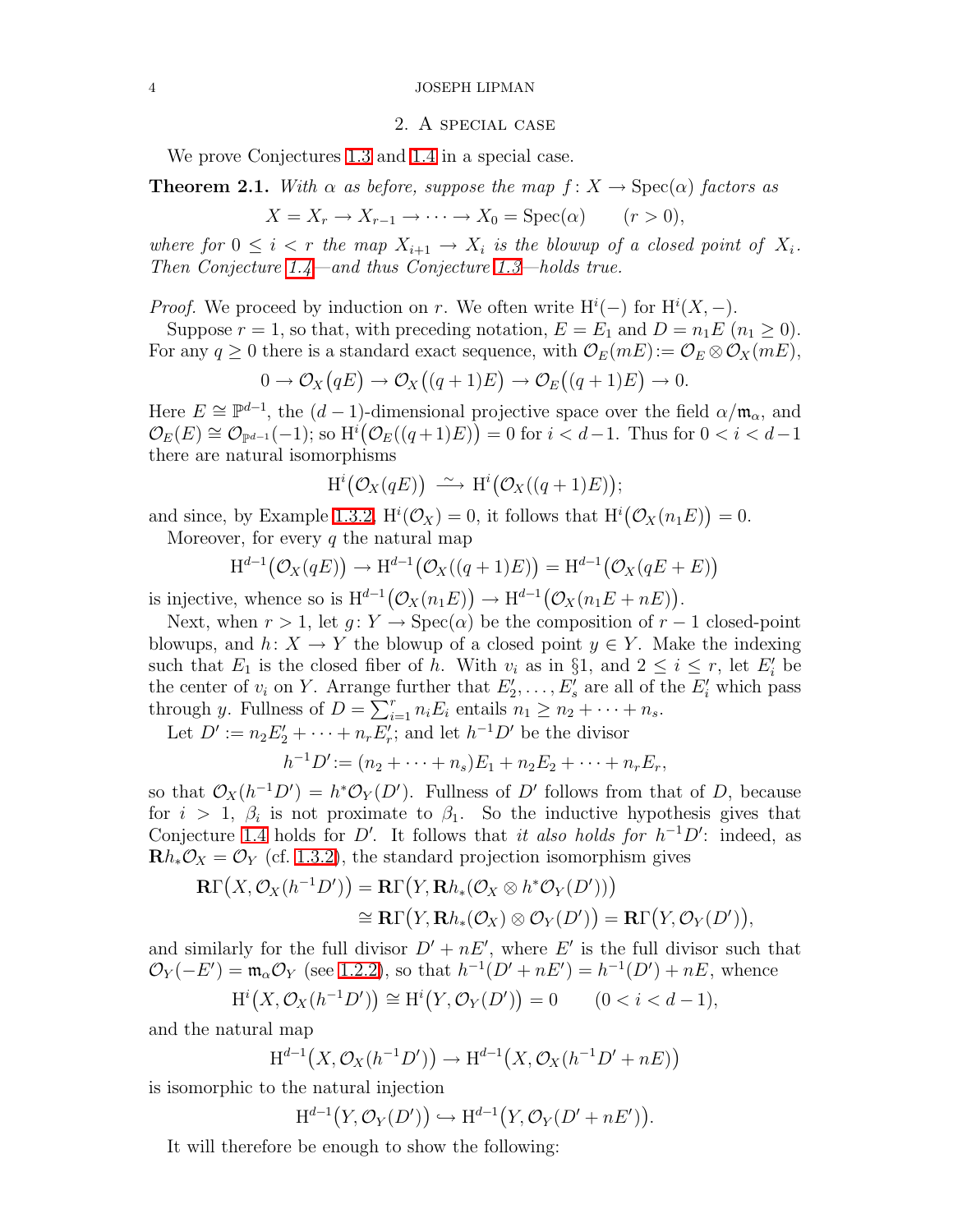## 2. A special case

We prove Conjectures 1.3 and 1.4 in a special case.

**Theorem 2.1.** *With $\alpha$ as before, suppose the map $f\colon X \to \operatorname{Spec}(\alpha)$ factors as*

$$X = X_r \to X_{r-1} \to \cdots \to X_0 = \operatorname{Spec}(\alpha) \qquad (r > 0),$$

*where for $0 \le i < r$ the map $X_{i+1} \to X_i$ is the blowup of a closed point of $X_i$. Then Conjecture 1.4—and thus Conjecture 1.3—holds true.*

*Proof.* We proceed by induction on $r$. We often write $\mathrm{H}^i(-)$ for $\mathrm{H}^i(X,-)$.

Suppose $r = 1$, so that, with preceding notation, $E = E_1$ and $D = n_1E$ ($n_1 \ge 0$). For any $q \ge 0$ there is a standard exact sequence, with $\mathcal{O}_E(mE) := \mathcal{O}_E \otimes \mathcal{O}_X(mE)$,

$$0 \to \mathcal{O}_X\big(qE\big) \to \mathcal{O}_X\big((q+1)E\big) \to \mathcal{O}_E\big((q+1)E\big) \to 0.$$

Here $E \cong \mathbb{P}^{d-1}$, the $(d-1)$-dimensional projective space over the field $\alpha/\mathfrak{m}_\alpha$, and $\mathcal{O}_E(E) \cong \mathcal{O}_{\mathbb{P}^{d-1}}(-1)$; so $\mathrm{H}^i\big(\mathcal{O}_E((q+1)E)\big) = 0$ for $i < d-1$. Thus for $0 < i < d-1$ there are natural isomorphisms

$$\mathrm{H}^i\big(\mathcal{O}_X(qE)\big) \xrightarrow{\ \sim\ } \mathrm{H}^i\big(\mathcal{O}_X((q+1)E)\big);$$

and since, by Example 1.3.2, $\mathrm{H}^i(\mathcal{O}_X) = 0$, it follows that $\mathrm{H}^i\big(\mathcal{O}_X(n_1E)\big) = 0$.

Moreover, for every $q$ the natural map

$$\mathrm{H}^{d-1}\big(\mathcal{O}_X(qE)\big) \to \mathrm{H}^{d-1}\big(\mathcal{O}_X((q+1)E)\big) = \mathrm{H}^{d-1}\big(\mathcal{O}_X(qE+E)\big)$$

is injective, whence so is $\mathrm{H}^{d-1}\big(\mathcal{O}_X(n_1E)\big) \to \mathrm{H}^{d-1}\big(\mathcal{O}_X(n_1E+nE)\big)$.

Next, when $r > 1$, let $g\colon Y \to \operatorname{Spec}(\alpha)$ be the composition of $r-1$ closed-point blowups, and $h\colon X \to Y$ the blowup of a closed point $y \in Y$. Make the indexing such that $E_1$ is the closed fiber of $h$. With $v_i$ as in §1, and $2 \le i \le r$, let $E'_i$ be the center of $v_i$ on $Y$. Arrange further that $E'_2, \dots, E'_s$ are all of the $E'_i$ which pass through $y$. Fullness of $D = \sum_{i=1}^r n_iE_i$ entails $n_1 \ge n_2 + \cdots + n_s$.

Let $D' := n_2E'_2 + \cdots + n_rE'_r$; and let $h^{-1}D'$ be the divisor

$$h^{-1}D' := (n_2 + \cdots + n_s)E_1 + n_2E_2 + \cdots + n_rE_r,$$

so that $\mathcal{O}_X(h^{-1}D') = h^*\mathcal{O}_Y(D')$. Fullness of $D'$ follows from that of $D$, because for $i > 1$, $\beta_i$ is not proximate to $\beta_1$. So the inductive hypothesis gives that Conjecture 1.4 holds for $D'$. It follows that *it also holds for* $h^{-1}D'$: indeed, as $\mathbf{R}h_*\mathcal{O}_X = \mathcal{O}_Y$ (cf. 1.3.2), the standard projection isomorphism gives

$$\begin{aligned}\mathbf{R}\Gamma\big(X, \mathcal{O}_X(h^{-1}D')\big) &= \mathbf{R}\Gamma\big(Y, \mathbf{R}h_*(\mathcal{O}_X \otimes h^*\mathcal{O}_Y(D'))\big)\\ &\cong \mathbf{R}\Gamma\big(Y, \mathbf{R}h_*(\mathcal{O}_X) \otimes \mathcal{O}_Y(D')\big) = \mathbf{R}\Gamma\big(Y, \mathcal{O}_Y(D')\big),\end{aligned}$$

and similarly for the full divisor $D' + nE'$, where $E'$ is the full divisor such that $\mathcal{O}_Y(-E') = \mathfrak{m}_\alpha\mathcal{O}_Y$ (see 1.2.2), so that $h^{-1}(D' + nE') = h^{-1}(D') + nE$, whence

$$\mathrm{H}^i\big(X, \mathcal{O}_X(h^{-1}D')\big) \cong \mathrm{H}^i\big(Y, \mathcal{O}_Y(D')\big) = 0 \qquad (0 < i < d-1),$$

and the natural map

$$\mathrm{H}^{d-1}\big(X, \mathcal{O}_X(h^{-1}D')\big) \to \mathrm{H}^{d-1}\big(X, \mathcal{O}_X(h^{-1}D' + nE)\big)$$

is isomorphic to the natural injection

$$\mathrm{H}^{d-1}\big(Y, \mathcal{O}_Y(D')\big) \hookrightarrow \mathrm{H}^{d-1}\big(Y, \mathcal{O}_Y(D' + nE')\big).$$

It will therefore be enough to show the following: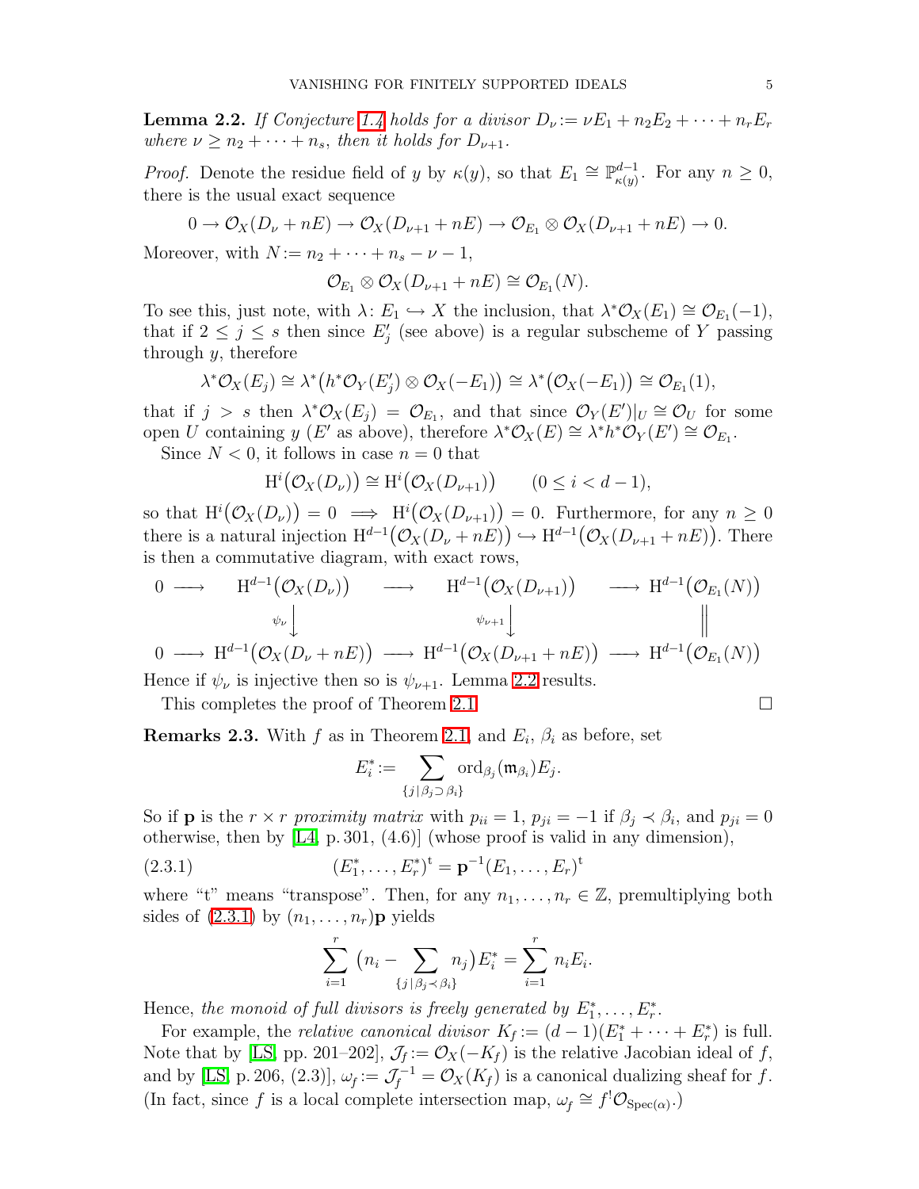**Lemma 2.2.** *If Conjecture 1.4 holds for a divisor $D_\nu := \nu E_1 + n_2E_2 + \cdots + n_rE_r$ where $\nu \geq n_2 + \cdots + n_s$, then it holds for $D_{\nu+1}$.*

*Proof.* Denote the residue field of $y$ by $\kappa(y)$, so that $E_1 \cong \mathbb{P}^{d-1}_{\kappa(y)}$. For any $n \geq 0$, there is the usual exact sequence

$$0 \to \mathcal{O}_X(D_\nu + nE) \to \mathcal{O}_X(D_{\nu+1} + nE) \to \mathcal{O}_{E_1} \otimes \mathcal{O}_X(D_{\nu+1} + nE) \to 0.$$

Moreover, with $N := n_2 + \cdots + n_s - \nu - 1$,

$$\mathcal{O}_{E_1} \otimes \mathcal{O}_X(D_{\nu+1} + nE) \cong \mathcal{O}_{E_1}(N).$$

To see this, just note, with $\lambda\colon E_1 \hookrightarrow X$ the inclusion, that $\lambda^*\mathcal{O}_X(E_1) \cong \mathcal{O}_{E_1}(-1)$, that if $2 \leq j \leq s$ then since $E'_j$ (see above) is a regular subscheme of $Y$ passing through $y$, therefore

$$\lambda^*\mathcal{O}_X(E_j) \cong \lambda^*\big(h^*\mathcal{O}_Y(E'_j) \otimes \mathcal{O}_X(-E_1)\big) \cong \lambda^*\big(\mathcal{O}_X(-E_1)\big) \cong \mathcal{O}_{E_1}(1),$$

that if $j > s$ then $\lambda^*\mathcal{O}_X(E_j) = \mathcal{O}_{E_1}$, and that since $\mathcal{O}_Y(E')|_U \cong \mathcal{O}_U$ for some open $U$ containing $y$ ($E'$ as above), therefore $\lambda^*\mathcal{O}_X(E) \cong \lambda^*h^*\mathcal{O}_Y(E') \cong \mathcal{O}_{E_1}$.

Since $N < 0$, it follows in case $n = 0$ that

$$\mathrm{H}^i\big(\mathcal{O}_X(D_\nu)\big) \cong \mathrm{H}^i\big(\mathcal{O}_X(D_{\nu+1})\big) \qquad (0 \leq i < d-1),$$

so that $\mathrm{H}^i\big(\mathcal{O}_X(D_\nu)\big) = 0 \implies \mathrm{H}^i\big(\mathcal{O}_X(D_{\nu+1})\big) = 0$. Furthermore, for any $n \geq 0$ there is a natural injection $\mathrm{H}^{d-1}\big(\mathcal{O}_X(D_\nu + nE)\big) \hookrightarrow \mathrm{H}^{d-1}\big(\mathcal{O}_X(D_{\nu+1} + nE)\big)$. There is then a commutative diagram, with exact rows,

$$\begin{array}{ccccccc}
0 & \longrightarrow & \mathrm{H}^{d-1}\big(\mathcal{O}_X(D_\nu)\big) & \longrightarrow & \mathrm{H}^{d-1}\big(\mathcal{O}_X(D_{\nu+1})\big) & \longrightarrow & \mathrm{H}^{d-1}\big(\mathcal{O}_{E_1}(N)\big) \\
 & & \downarrow{\scriptstyle \psi_\nu} & & \downarrow{\scriptstyle \psi_{\nu+1}} & & \| \\
0 & \longrightarrow & \mathrm{H}^{d-1}\big(\mathcal{O}_X(D_\nu + nE)\big) & \longrightarrow & \mathrm{H}^{d-1}\big(\mathcal{O}_X(D_{\nu+1} + nE)\big) & \longrightarrow & \mathrm{H}^{d-1}\big(\mathcal{O}_{E_1}(N)\big)
\end{array}$$

Hence if $\psi_\nu$ is injective then so is $\psi_{\nu+1}$. Lemma 2.2 results.

This completes the proof of Theorem 2.1. $\square$

**Remarks 2.3.** With $f$ as in Theorem 2.1, and $E_i$, $\beta_i$ as before, set

$$E_i^* := \sum_{\{j \,|\, \beta_j \supset \beta_i\}} \mathrm{ord}_{\beta_j}(\mathfrak{m}_{\beta_i})E_j.$$

So if $\mathbf{p}$ is the $r \times r$ *proximity matrix* with $p_{ii} = 1$, $p_{ji} = -1$ if $\beta_j \prec \beta_i$, and $p_{ji} = 0$ otherwise, then by [L4, p. 301, (4.6)] (whose proof is valid in any dimension),

$$(E_1^*, \ldots, E_r^*)^{\mathrm{t}} = \mathbf{p}^{-1}(E_1, \ldots, E_r)^{\mathrm{t}} \tag{2.3.1}$$

where "t" means "transpose". Then, for any $n_1, \ldots, n_r \in \mathbb{Z}$, premultiplying both sides of (2.3.1) by $(n_1, \ldots, n_r)\mathbf{p}$ yields

$$\sum_{i=1}^{r} \big(n_i - \sum_{\{j \,|\, \beta_j \prec \beta_i\}} n_j\big)E_i^* = \sum_{i=1}^{r} n_iE_i.$$

Hence, *the monoid of full divisors is freely generated by* $E_1^*, \ldots, E_r^*$.

For example, the *relative canonical divisor* $K_f := (d-1)(E_1^* + \cdots + E_r^*)$ is full. Note that by [LS, pp. 201–202], $\mathcal{J}_f := \mathcal{O}_X(-K_f)$ is the relative Jacobian ideal of $f$, and by [LS, p. 206, (2.3)], $\omega_f := \mathcal{J}_f^{-1} = \mathcal{O}_X(K_f)$ is a canonical dualizing sheaf for $f$. (In fact, since $f$ is a local complete intersection map, $\omega_f \cong f^!\mathcal{O}_{\mathrm{Spec}(\alpha)}$.)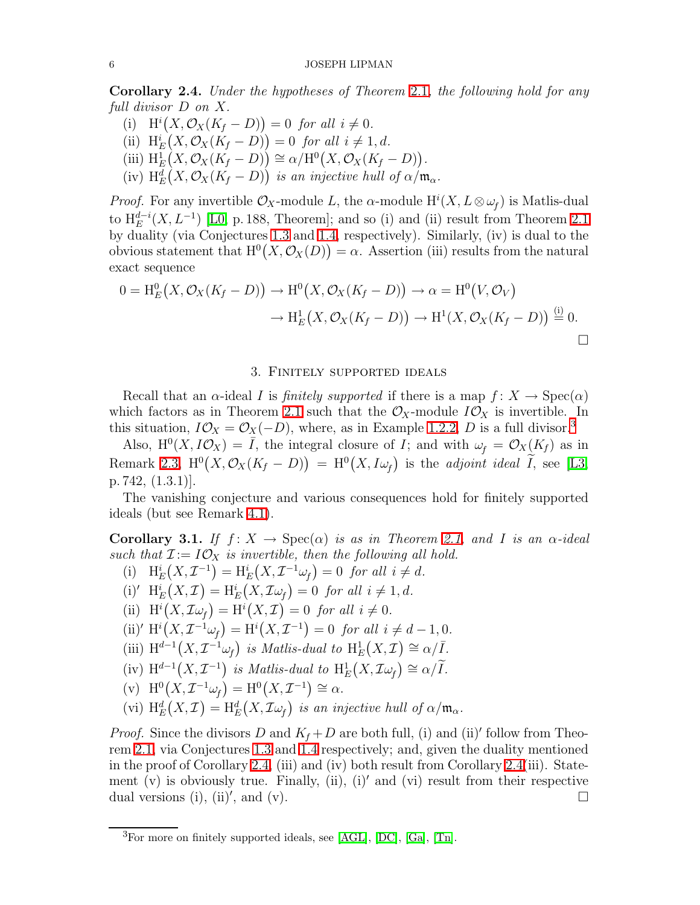**Corollary 2.4.** *Under the hypotheses of Theorem 2.1, the following hold for any full divisor $D$ on $X$.*

(i) $\mathrm{H}^i\big(X, \mathcal{O}_X(K_f - D)\big) = 0$ *for all* $i \neq 0$.

(ii) $\mathrm{H}^i_E\big(X, \mathcal{O}_X(K_f - D)\big) = 0$ *for all* $i \neq 1, d$.

(iii) $\mathrm{H}^1_E\big(X, \mathcal{O}_X(K_f - D)\big) \cong \alpha/\mathrm{H}^0\big(X, \mathcal{O}_X(K_f - D)\big)$.

(iv) $\mathrm{H}^d_E\big(X, \mathcal{O}_X(K_f - D)\big)$ *is an injective hull of* $\alpha/\mathfrak{m}_\alpha$.

*Proof.* For any invertible $\mathcal{O}_X$-module $L$, the $\alpha$-module $\mathrm{H}^i(X, L \otimes \omega_f)$ is Matlis-dual to $\mathrm{H}^{d-i}_E(X, L^{-1})$ [L0, p. 188, Theorem]; and so (i) and (ii) result from Theorem 2.1 by duality (via Conjectures 1.3 and 1.4, respectively). Similarly, (iv) is dual to the obvious statement that $\mathrm{H}^0\big(X, \mathcal{O}_X(D)\big) = \alpha$. Assertion (iii) results from the natural exact sequence

$$
\begin{aligned}
0 = \mathrm{H}^0_E\big(X, \mathcal{O}_X(K_f - D)\big) \to \mathrm{H}^0\big(X, \mathcal{O}_X(K_f - D)\big) \to \alpha = \mathrm{H}^0\big(V, \mathcal{O}_V\big) \\
\to \mathrm{H}^1_E\big(X, \mathcal{O}_X(K_f - D)\big) \to \mathrm{H}^1\big(X, \mathcal{O}_X(K_f - D)\big) \overset{\text{(i)}}{=} 0.
\end{aligned}
$$

□

## 3. Finitely supported ideals

Recall that an $\alpha$-ideal $I$ is *finitely supported* if there is a map $f\colon X \to \mathrm{Spec}(\alpha)$ which factors as in Theorem 2.1 such that the $\mathcal{O}_X$-module $I\mathcal{O}_X$ is invertible. In this situation, $I\mathcal{O}_X = \mathcal{O}_X(-D)$, where, as in Example 1.2.2, $D$ is a full divisor.[3]

Also, $\mathrm{H}^0(X, I\mathcal{O}_X) = \bar{I}$, the integral closure of $I$; and with $\omega_f = \mathcal{O}_X(K_f)$ as in Remark 2.3, $\mathrm{H}^0\big(X, \mathcal{O}_X(K_f - D)\big) = \mathrm{H}^0\big(X, I\omega_f\big)$ is the *adjoint ideal* $\widetilde{I}$, see [L3, p. 742, (1.3.1)].

The vanishing conjecture and various consequences hold for finitely supported ideals (but see Remark 4.1).

**Corollary 3.1.** *If $f\colon X \to \mathrm{Spec}(\alpha)$ is as in Theorem 2.1, and $I$ is an $\alpha$-ideal such that $\mathcal{I} := I\mathcal{O}_X$ is invertible, then the following all hold.*

(i) $\mathrm{H}^i_E\big(X, \mathcal{I}^{-1}\big) = \mathrm{H}^i_E\big(X, \mathcal{I}^{-1}\omega_f\big) = 0$ *for all* $i \neq d$.

(i)′ $\mathrm{H}^i_E\big(X, \mathcal{I}\big) = \mathrm{H}^i_E\big(X, \mathcal{I}\omega_f\big) = 0$ *for all* $i \neq 1, d$.

(ii) $\mathrm{H}^i\big(X, \mathcal{I}\omega_f\big) = \mathrm{H}^i\big(X, \mathcal{I}\big) = 0$ *for all* $i \neq 0$.

(ii)′ $\mathrm{H}^i\big(X, \mathcal{I}^{-1}\omega_f\big) = \mathrm{H}^i\big(X, \mathcal{I}^{-1}\big) = 0$ *for all* $i \neq d-1, 0$.

(iii) $\mathrm{H}^{d-1}\big(X, \mathcal{I}^{-1}\omega_f\big)$ *is Matlis-dual to* $\mathrm{H}^1_E\big(X, \mathcal{I}\big) \cong \alpha/\bar{I}$.

(iv) $\mathrm{H}^{d-1}\big(X, \mathcal{I}^{-1}\big)$ *is Matlis-dual to* $\mathrm{H}^1_E\big(X, \mathcal{I}\omega_f\big) \cong \alpha/\widetilde{I}$.

(v) $\mathrm{H}^0\big(X, \mathcal{I}^{-1}\omega_f\big) = \mathrm{H}^0\big(X, \mathcal{I}^{-1}\big) \cong \alpha$.

(vi) $\mathrm{H}^d_E\big(X, \mathcal{I}\big) = \mathrm{H}^d_E\big(X, \mathcal{I}\omega_f\big)$ *is an injective hull of* $\alpha/\mathfrak{m}_\alpha$.

*Proof.* Since the divisors $D$ and $K_f + D$ are both full, (i) and (ii)′ follow from Theorem 2.1, via Conjectures 1.3 and 1.4 respectively; and, given the duality mentioned in the proof of Corollary 2.4, (iii) and (iv) both result from Corollary 2.4(iii). Statement (v) is obviously true. Finally, (ii), (i)′ and (vi) result from their respective dual versions (i), (ii)′, and (v). □

[3] For more on finitely supported ideals, see [AGL], [DC], [Ga], [Tn].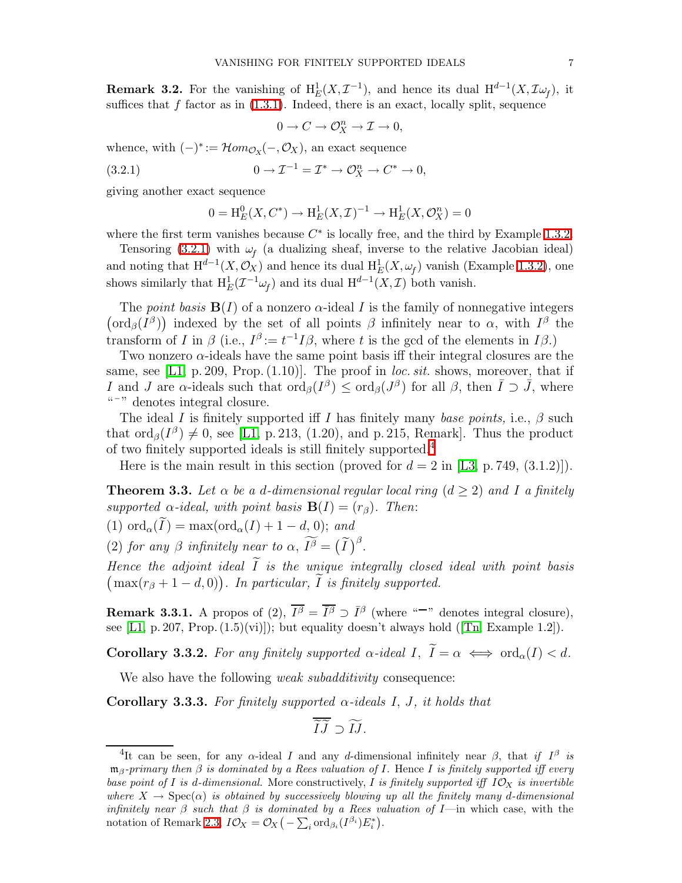**Remark 3.2.** For the vanishing of $\mathrm{H}^1_E(X,\mathcal{I}^{-1})$, and hence its dual $\mathrm{H}^{d-1}(X,\mathcal{I}\omega_f)$, it suffices that $f$ factor as in (1.3.1). Indeed, there is an exact, locally split, sequence

$$0 \to C \to \mathcal{O}_X^n \to \mathcal{I} \to 0,$$

whence, with $(-)^* := \mathcal{H}om_{\mathcal{O}_X}(-,\mathcal{O}_X)$, an exact sequence

$$0 \to \mathcal{I}^{-1} = \mathcal{I}^* \to \mathcal{O}_X^n \to C^* \to 0, \tag{3.2.1}$$

giving another exact sequence

$$0 = \mathrm{H}^0_E(X, C^*) \to \mathrm{H}^1_E(X,\mathcal{I})^{-1} \to \mathrm{H}^1_E(X,\mathcal{O}_X^n) = 0$$

where the first term vanishes because $C^*$ is locally free, and the third by Example 1.3.2.

Tensoring (3.2.1) with $\omega_f$ (a dualizing sheaf, inverse to the relative Jacobian ideal) and noting that $\mathrm{H}^{d-1}(X,\mathcal{O}_X)$ and hence its dual $\mathrm{H}^1_E(X,\omega_f)$ vanish (Example 1.3.2), one shows similarly that $\mathrm{H}^1_E(\mathcal{I}^{-1}\omega_f)$ and its dual $\mathrm{H}^{d-1}(X,\mathcal{I})$ both vanish.

The *point basis* $\mathbf{B}(I)$ of a nonzero $\alpha$-ideal $I$ is the family of nonnegative integers $\big(\mathrm{ord}_\beta(I^\beta)\big)$ indexed by the set of all points $\beta$ infinitely near to $\alpha$, with $I^\beta$ the transform of $I$ in $\beta$ (i.e., $I^\beta := t^{-1}I\beta$, where $t$ is the gcd of the elements in $I\beta$.)

Two nonzero $\alpha$-ideals have the same point basis iff their integral closures are the same, see [L1, p. 209, Prop. (1.10)]. The proof in *loc. sit.* shows, moreover, that if $I$ and $J$ are $\alpha$-ideals such that $\mathrm{ord}_\beta(I^\beta) \le \mathrm{ord}_\beta(J^\beta)$ for all $\beta$, then $\bar I \supset \bar J$, where "$^-$" denotes integral closure.

The ideal $I$ is finitely supported iff $I$ has finitely many *base points,* i.e., $\beta$ such that $\mathrm{ord}_\beta(I^\beta) \ne 0$, see [L1, p. 213, (1.20), and p. 215, Remark]. Thus the product of two finitely supported ideals is still finitely supported.[4]

Here is the main result in this section (proved for $d = 2$ in [L3, p. 749, (3.1.2)]).

**Theorem 3.3.** *Let $\alpha$ be a $d$-dimensional regular local ring ($d \ge 2$) and $I$ a finitely supported $\alpha$-ideal, with point basis $\mathbf{B}(I) = (r_\beta)$. Then:*

*(1) $\mathrm{ord}_\alpha(\widetilde I) = \max(\mathrm{ord}_\alpha(I) + 1 - d, 0)$; and*

*(2) for any $\beta$ infinitely near to $\alpha$, $\widetilde{I^\beta} = \big(\widetilde I\big)^\beta$.*

*Hence the adjoint ideal $\widetilde I$ is the unique integrally closed ideal with point basis $\big(\max(r_\beta + 1 - d, 0)\big)$. In particular, $\widetilde I$ is finitely supported.*

**Remark 3.3.1.** A propos of (2), $\overline{I^\beta} = \overline{I^\beta} \supset \bar I^\beta$ (where "$\overline{\phantom{x}}$" denotes integral closure), see [L1, p. 207, Prop. (1.5)(vi)]); but equality doesn't always hold ([Tn, Example 1.2]).

**Corollary 3.3.2.** *For any finitely supported $\alpha$-ideal $I$, $\widetilde I = \alpha \iff \mathrm{ord}_\alpha(I) < d$.*

We also have the following *weak subadditivity* consequence:

**Corollary 3.3.3.** *For finitely supported $\alpha$-ideals $I$, $J$, it holds that*

$$\widetilde{\widetilde I\widetilde J} \supset \widetilde{IJ}.$$

---

[4] It can be seen, for any $\alpha$-ideal $I$ and any $d$-dimensional infinitely near $\beta$, that *if $I^\beta$ is $\mathfrak{m}_\beta$-primary then $\beta$ is dominated by a Rees valuation of $I$. Hence $I$ is finitely supported iff every base point of $I$ is $d$-dimensional.* More constructively, *$I$ is finitely supported iff $I\mathcal{O}_X$ is invertible where $X \to \mathrm{Spec}(\alpha)$ is obtained by successively blowing up all the finitely many $d$-dimensional infinitely near $\beta$ such that $\beta$ is dominated by a Rees valuation of $I$*—in which case, with the notation of Remark 2.3, $I\mathcal{O}_X = \mathcal{O}_X\big(-\sum_i \mathrm{ord}_{\beta_i}(I^{\beta_i})E_i^*\big)$.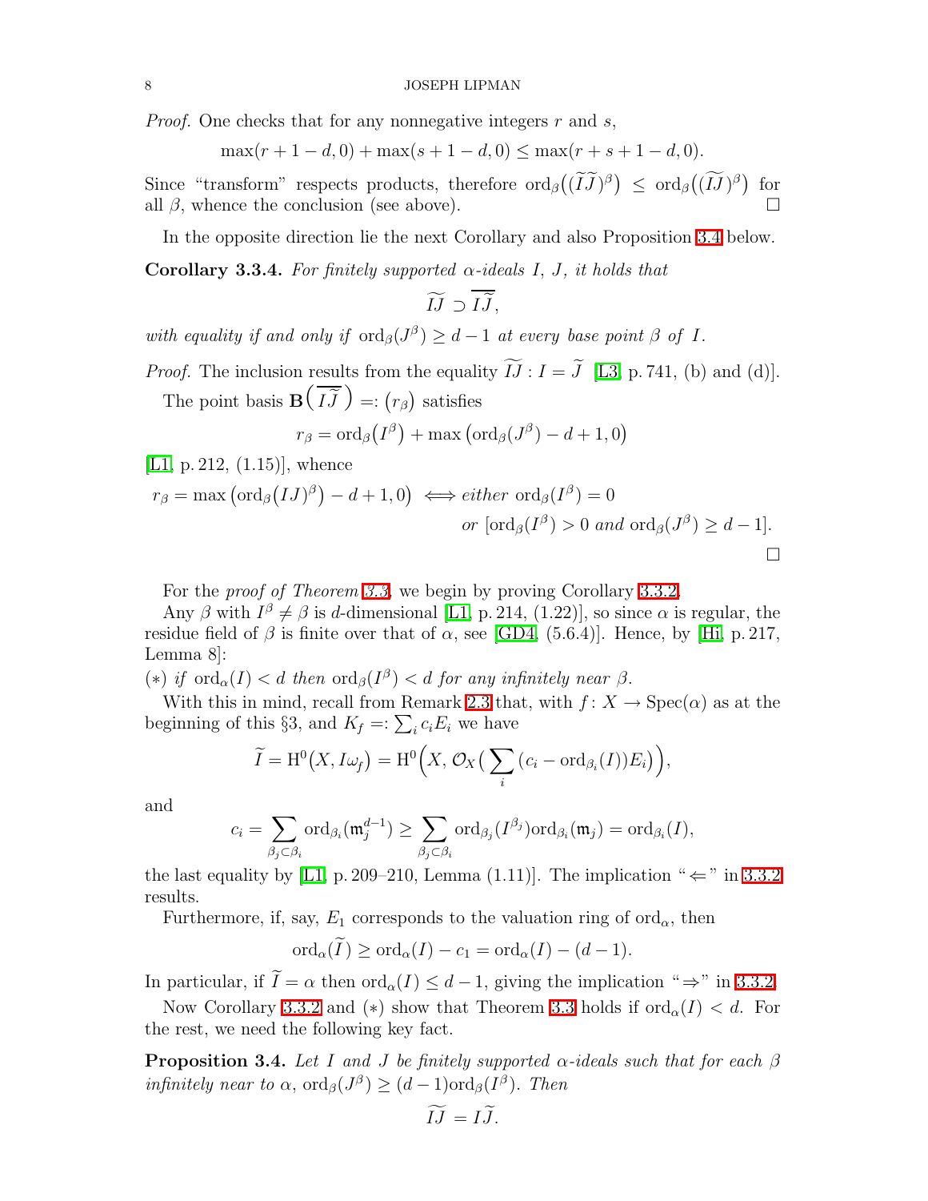*Proof.* One checks that for any nonnegative integers $r$ and $s$,

$$\max(r+1-d,0)+\max(s+1-d,0)\le\max(r+s+1-d,0).$$

Since "transform" respects products, therefore $\mathrm{ord}_\beta\big((\widetilde{I}\widetilde{J})^\beta\big)\le\mathrm{ord}_\beta\big((\widetilde{IJ})^\beta\big)$ for all $\beta$, whence the conclusion (see above). $\square$

In the opposite direction lie the next Corollary and also Proposition 3.4 below.

**Corollary 3.3.4.** *For finitely supported $\alpha$-ideals $I$, $J$, it holds that*

$$\widetilde{IJ}\supset\overline{I\widetilde{J}},$$

*with equality if and only if $\mathrm{ord}_\beta(J^\beta)\ge d-1$ at every base point $\beta$ of $I$.*

*Proof.* The inclusion results from the equality $\widetilde{IJ}:I=\widetilde{J}$ [L3, p. 741, (b) and (d)].

The point basis $\mathbf{B}\big(\overline{I\widetilde{J}}\,\big)=:(r_\beta)$ satisfies

$$r_\beta=\mathrm{ord}_\beta(I^\beta)+\max\big(\mathrm{ord}_\beta(J^\beta)-d+1,0\big)$$

[L1, p. 212, (1.15)], whence

$$r_\beta=\max\big(\mathrm{ord}_\beta\big(IJ\big)^\beta\big)-d+1,0\big)\iff \textit{either } \mathrm{ord}_\beta(I^\beta)=0$$
$$\textit{or } [\mathrm{ord}_\beta(I^\beta)>0 \textit{ and } \mathrm{ord}_\beta(J^\beta)\ge d-1].$$

$\square$

For the *proof of Theorem 3.3*, we begin by proving Corollary 3.3.2.

Any $\beta$ with $I^\beta\ne\beta$ is $d$-dimensional [L1, p. 214, (1.22)], so since $\alpha$ is regular, the residue field of $\beta$ is finite over that of $\alpha$, see [GD4, (5.6.4)]. Hence, by [Hi, p. 217, Lemma 8]:

($*$) *if $\mathrm{ord}_\alpha(I)<d$ then $\mathrm{ord}_\beta(I^\beta)<d$ for any infinitely near $\beta$.*

With this in mind, recall from Remark 2.3 that, with $f\colon X\to\mathrm{Spec}(\alpha)$ as at the beginning of this §3, and $K_f=:\sum_i c_iE_i$ we have

$$\widetilde{I}=\mathrm{H}^0\big(X,I\omega_f\big)=\mathrm{H}^0\Big(X,\mathcal{O}_X\big(\sum_i\big(c_i-\mathrm{ord}_{\beta_i}(I)\big)E_i\big)\Big),$$

and

$$c_i=\sum_{\beta_j\subset\beta_i}\mathrm{ord}_{\beta_i}(\mathfrak{m}_j^{d-1})\ge\sum_{\beta_j\subset\beta_i}\mathrm{ord}_{\beta_j}(I^{\beta_j})\mathrm{ord}_{\beta_i}(\mathfrak{m}_j)=\mathrm{ord}_{\beta_i}(I),$$

the last equality by [L1, p. 209–210, Lemma (1.11)]. The implication "$\Leftarrow$" in 3.3.2 results.

Furthermore, if, say, $E_1$ corresponds to the valuation ring of $\mathrm{ord}_\alpha$, then

$$\mathrm{ord}_\alpha(\widetilde{I})\ge\mathrm{ord}_\alpha(I)-c_1=\mathrm{ord}_\alpha(I)-(d-1).$$

In particular, if $\widetilde{I}=\alpha$ then $\mathrm{ord}_\alpha(I)\le d-1$, giving the implication "$\Rightarrow$" in 3.3.2.

Now Corollary 3.3.2 and ($*$) show that Theorem 3.3 holds if $\mathrm{ord}_\alpha(I)<d$. For the rest, we need the following key fact.

**Proposition 3.4.** *Let $I$ and $J$ be finitely supported $\alpha$-ideals such that for each $\beta$ infinitely near to $\alpha$, $\mathrm{ord}_\beta(J^\beta)\ge(d-1)\mathrm{ord}_\beta(I^\beta)$. Then*

$$\widetilde{IJ}=I\widetilde{J}.$$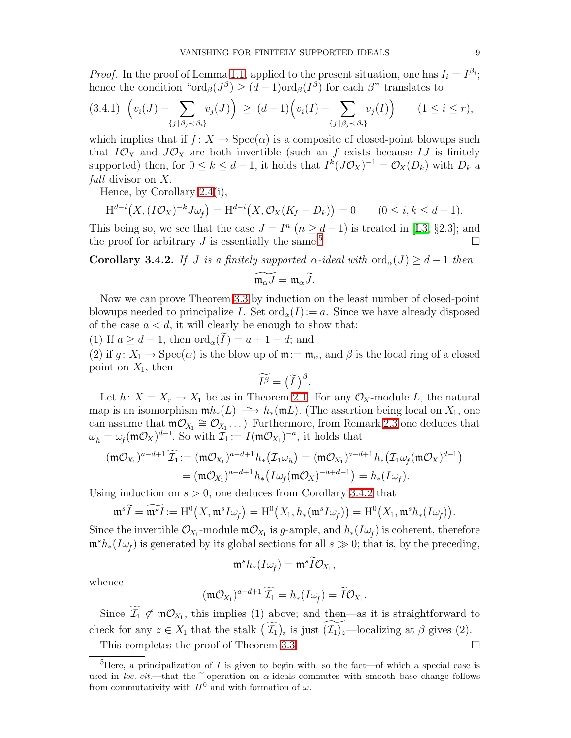*Proof.* In the proof of Lemma 1.1, applied to the present situation, one has $I_i = I^{\beta_i}$; hence the condition "$\mathrm{ord}_\beta(J^\beta) \geq (d-1)\mathrm{ord}_\beta(I^\beta)$ for each $\beta$" translates to

$$\text{(3.4.1)}\quad \Big(v_i(J) - \sum_{\{j\,|\,\beta_j \prec \beta_i\}} v_j(J)\Big) \;\geq\; (d-1)\Big(v_i(I) - \sum_{\{j\,|\,\beta_j \prec \beta_i\}} v_j(I)\Big) \qquad (1 \leq i \leq r),$$

which implies that if $f\colon X \to \mathrm{Spec}(\alpha)$ is a composite of closed-point blowups such that $I\mathcal{O}_X$ and $J\mathcal{O}_X$ are both invertible (such an $f$ exists because $IJ$ is finitely supported) then, for $0 \leq k \leq d-1$, it holds that $I^k(J\mathcal{O}_X)^{-1} = \mathcal{O}_X(D_k)$ with $D_k$ a *full* divisor on $X$.

Hence, by Corollary 2.4(i),

$$\mathrm{H}^{d-i}\big(X, (I\mathcal{O}_X)^{-k}J\omega_f\big) = \mathrm{H}^{d-i}\big(X, \mathcal{O}_X(K_f - D_k)\big) = 0 \qquad (0 \leq i, k \leq d-1).$$

This being so, we see that the case $J = I^n$ ($n \geq d-1$) is treated in [L3, §2.3]; and the proof for arbitrary $J$ is essentially the same.[5] $\square$

**Corollary 3.4.2.** *If $J$ is a finitely supported $\alpha$-ideal with $\mathrm{ord}_\alpha(J) \geq d-1$ then*

$$\widetilde{\mathfrak{m}_\alpha J} = \mathfrak{m}_\alpha \widetilde{J}.$$

Now we can prove Theorem 3.3 by induction on the least number of closed-point blowups needed to principalize $I$. Set $\mathrm{ord}_\alpha(I) := a$. Since we have already disposed of the case $a < d$, it will clearly be enough to show that:

(1) If $a \geq d-1$, then $\mathrm{ord}_\alpha(\widetilde{I}) = a + 1 - d$; and

(2) if $g\colon X_1 \to \mathrm{Spec}(\alpha)$ is the blow up of $\mathfrak{m} := \mathfrak{m}_\alpha$, and $\beta$ is the local ring of a closed point on $X_1$, then

$$\widetilde{I^\beta} = \big(\widetilde{I}\big)^\beta.$$

Let $h\colon X = X_r \to X_1$ be as in Theorem 2.1. For any $\mathcal{O}_X$-module $L$, the natural map is an isomorphism $\mathfrak{m}h_*(L) \xrightarrow{\sim} h_*(\mathfrak{m}L)$. (The assertion being local on $X_1$, one can assume that $\mathfrak{m}\mathcal{O}_{X_1} \cong \mathcal{O}_{X_1}\dots$) Furthermore, from Remark 2.3 one deduces that $\omega_h = \omega_f(\mathfrak{m}\mathcal{O}_X)^{d-1}$. So with $\mathcal{I}_1 := I(\mathfrak{m}\mathcal{O}_{X_1})^{-a}$, it holds that

$$\begin{aligned}(\mathfrak{m}\mathcal{O}_{X_1})^{a-d+1}\widetilde{\mathcal{I}_1} &:= (\mathfrak{m}\mathcal{O}_{X_1})^{a-d+1}h_*\big(\mathcal{I}_1\omega_h\big) = (\mathfrak{m}\mathcal{O}_{X_1})^{a-d+1}h_*\big(\mathcal{I}_1\omega_f(\mathfrak{m}\mathcal{O}_X)^{d-1}\big)\\ &= (\mathfrak{m}\mathcal{O}_{X_1})^{a-d+1}h_*\big(I\omega_f(\mathfrak{m}\mathcal{O}_X)^{-a+d-1}\big) = h_*(I\omega_f).\end{aligned}$$

Using induction on $s > 0$, one deduces from Corollary 3.4.2 that

$$\mathfrak{m}^s\widetilde{I} = \widetilde{\mathfrak{m}^s I} := \mathrm{H}^0\big(X, \mathfrak{m}^s I\omega_f\big) = \mathrm{H}^0\big(X_1, h_*(\mathfrak{m}^s I\omega_f)\big) = \mathrm{H}^0\big(X_1, \mathfrak{m}^s h_*(I\omega_f)\big).$$

Since the invertible $\mathcal{O}_{X_1}$-module $\mathfrak{m}\mathcal{O}_{X_1}$ is $g$-ample, and $h_*(I\omega_f)$ is coherent, therefore $\mathfrak{m}^s h_*(I\omega_f)$ is generated by its global sections for all $s \gg 0$; that is, by the preceding,

$$\mathfrak{m}^s h_*(I\omega_f) = \mathfrak{m}^s\widetilde{I}\mathcal{O}_{X_1},$$

whence

$$(\mathfrak{m}\mathcal{O}_{X_1})^{a-d+1}\widetilde{\mathcal{I}_1} = h_*(I\omega_f) = \widetilde{I}\mathcal{O}_{X_1}.$$

Since $\widetilde{\mathcal{I}_1} \not\subset \mathfrak{m}\mathcal{O}_{X_1}$, this implies (1) above; and then—as it is straightforward to check for any $z \in X_1$ that the stalk $\big(\widetilde{\mathcal{I}_1}\big)_z$ is just $\widetilde{(\mathcal{I}_1)_z}$—localizing at $\beta$ gives (2).

This completes the proof of Theorem 3.3. $\square$

---

[5] Here, a principalization of $I$ is given to begin with, so the fact—of which a special case is used in *loc. cit.*—that the $\widetilde{\ }$ operation on $\alpha$-ideals commutes with smooth base change follows from commutativity with $H^0$ and with formation of $\omega$.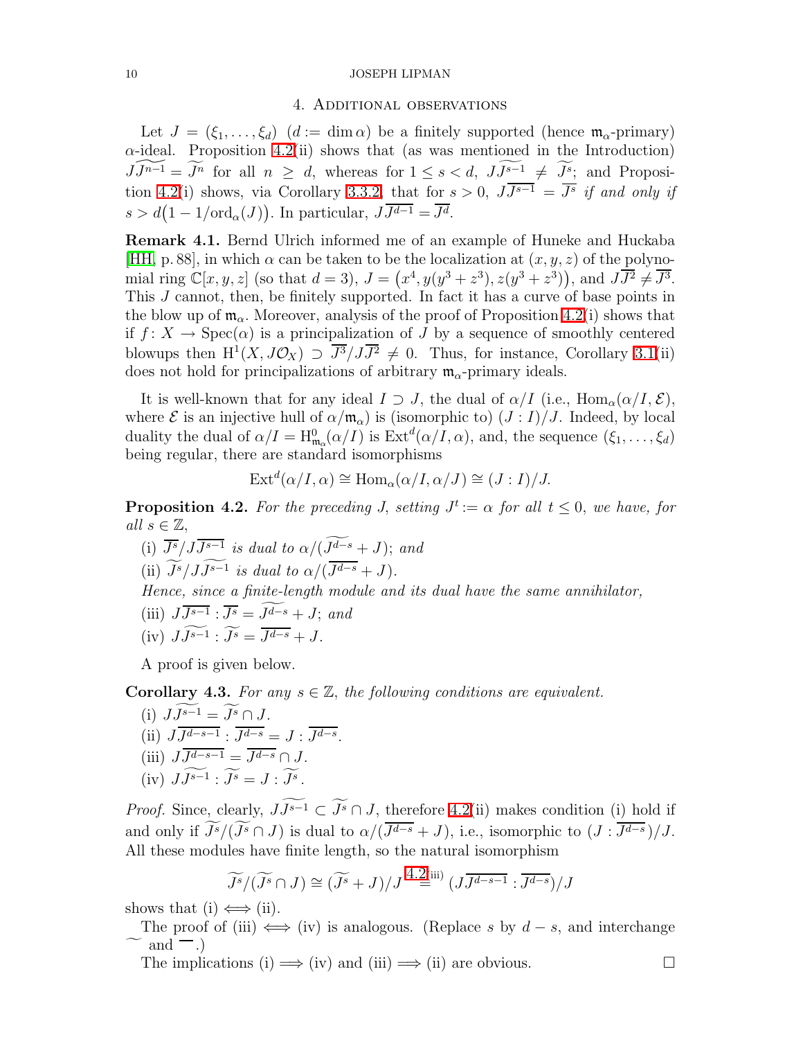## 4. Additional observations

Let $J = (\xi_1, \dots, \xi_d)$ $(d := \dim \alpha)$ be a finitely supported (hence $\mathfrak{m}_\alpha$-primary) $\alpha$-ideal. Proposition 4.2(ii) shows that (as was mentioned in the Introduction) $J\widetilde{J^{n-1}} = \widetilde{J^n}$ for all $n \geq d$, whereas for $1 \leq s < d$, $J\widetilde{J^{s-1}} \neq \widetilde{J^s}$; and Proposition 4.2(i) shows, via Corollary 3.3.2, that for $s > 0$, $J\overline{J^{s-1}} = \overline{J^s}$ *if and only if* $s > d\big(1 - 1/\mathrm{ord}_\alpha(J)\big)$. In particular, $J\overline{J^{d-1}} = \overline{J^d}$.

**Remark 4.1.** Bernd Ulrich informed me of an example of Huneke and Huckaba [HH, p. 88], in which $\alpha$ can be taken to be the localization at $(x, y, z)$ of the polynomial ring $\mathbb{C}[x, y, z]$ (so that $d = 3$), $J = \big(x^4, y(y^3 + z^3), z(y^3 + z^3)\big)$, and $J\overline{J^2} \neq \overline{J^3}$. This $J$ cannot, then, be finitely supported. In fact it has a curve of base points in the blow up of $\mathfrak{m}_\alpha$. Moreover, analysis of the proof of Proposition 4.2(i) shows that if $f \colon X \to \mathrm{Spec}(\alpha)$ is a principalization of $J$ by a sequence of smoothly centered blowups then $\mathrm{H}^1(X, J\mathcal{O}_X) \supset \overline{J^3}/J\overline{J^2} \neq 0$. Thus, for instance, Corollary 3.1(ii) does not hold for principalizations of arbitrary $\mathfrak{m}_\alpha$-primary ideals.

It is well-known that for any ideal $I \supset J$, the dual of $\alpha/I$ (i.e., $\mathrm{Hom}_\alpha(\alpha/I, \mathcal{E})$, where $\mathcal{E}$ is an injective hull of $\alpha/\mathfrak{m}_\alpha$) is (isomorphic to) $(J : I)/J$. Indeed, by local duality the dual of $\alpha/I = \mathrm{H}^0_{\mathfrak{m}_\alpha}(\alpha/I)$ is $\mathrm{Ext}^d(\alpha/I, \alpha)$, and, the sequence $(\xi_1, \dots, \xi_d)$ being regular, there are standard isomorphisms

$$\mathrm{Ext}^d(\alpha/I, \alpha) \cong \mathrm{Hom}_\alpha(\alpha/I, \alpha/J) \cong (J : I)/J.$$

**Proposition 4.2.** *For the preceding $J$, setting $J^t := \alpha$ for all $t \leq 0$, we have, for all $s \in \mathbb{Z}$,*

(i) *$\overline{J^s}/J\overline{J^{s-1}}$ is dual to $\alpha/(\widetilde{J^{d-s}} + J)$; and*

(ii) *$\widetilde{J^s}/J\widetilde{J^{s-1}}$ is dual to $\alpha/(\overline{J^{d-s}} + J)$.*

*Hence, since a finite-length module and its dual have the same annihilator,*

(iii) *$J\overline{J^{s-1}} : \overline{J^s} = \widetilde{J^{d-s}} + J$; and*

(iv) *$J\widetilde{J^{s-1}} : \widetilde{J^s} = \overline{J^{d-s}} + J$.*

A proof is given below.

**Corollary 4.3.** *For any $s \in \mathbb{Z}$, the following conditions are equivalent.*

(i) *$J\widetilde{J^{s-1}} = \widetilde{J^s} \cap J$.*

(ii) *$J\overline{J^{d-s-1}} : \overline{J^{d-s}} = J : \overline{J^{d-s}}$.*

(iii) *$J\overline{J^{d-s-1}} = \overline{J^{d-s}} \cap J$.*

(iv) *$J\widetilde{J^{s-1}} : \widetilde{J^s} = J : \widetilde{J^s}$.*

*Proof.* Since, clearly, $J\widetilde{J^{s-1}} \subset \widetilde{J^s} \cap J$, therefore 4.2(ii) makes condition (i) hold if and only if $\widetilde{J^s}/(\widetilde{J^s} \cap J)$ is dual to $\alpha/(\overline{J^{d-s}} + J)$, i.e., isomorphic to $(J : \overline{J^{d-s}})/J$. All these modules have finite length, so the natural isomorphism

$$\widetilde{J^s}/(\widetilde{J^s} \cap J) \cong (\widetilde{J^s} + J)/J \overset{4.2(\mathrm{iii})}{=} (J\overline{J^{d-s-1}} : \overline{J^{d-s}})/J$$

shows that (i) $\iff$ (ii).

The proof of (iii) $\iff$ (iv) is analogous. (Replace $s$ by $d - s$, and interchange $\widetilde{\ }$ and $\overline{\ }$.)

The implications (i) $\Longrightarrow$ (iv) and (iii) $\Longrightarrow$ (ii) are obvious. $\square$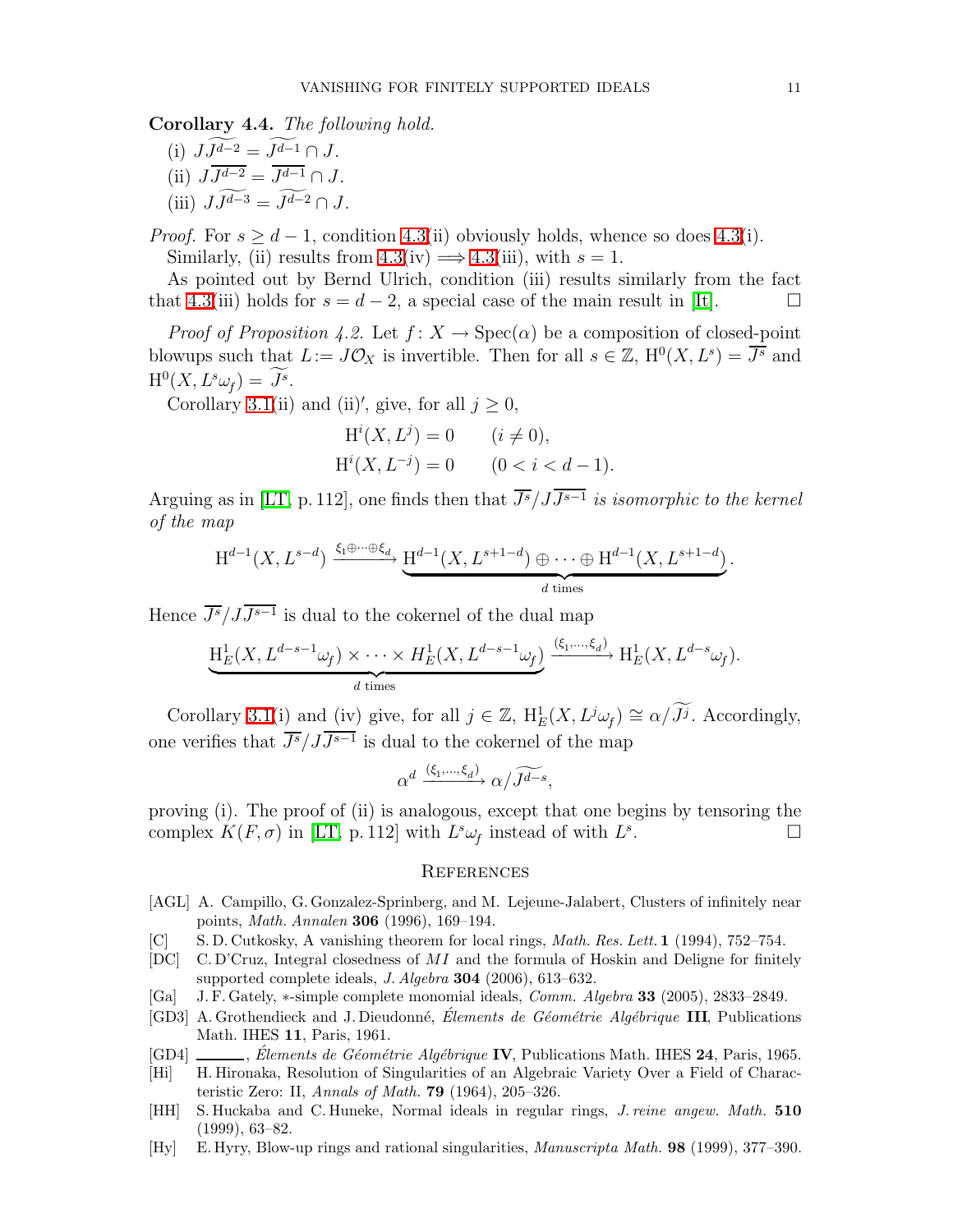**Corollary 4.4.** *The following hold.*

(i) $J\widetilde{J^{d-2}} = \widetilde{J^{d-1}} \cap J$.

(ii) $J\overline{J^{d-2}} = \overline{J^{d-1}} \cap J$.

(iii) $J\widetilde{J^{d-3}} = \widetilde{J^{d-2}} \cap J$.

*Proof.* For $s \geq d-1$, condition 4.3(ii) obviously holds, whence so does 4.3(i).

Similarly, (ii) results from 4.3(iv) $\Longrightarrow$ 4.3(iii), with $s=1$.

As pointed out by Bernd Ulrich, condition (iii) results similarly from the fact that 4.3(iii) holds for $s = d-2$, a special case of the main result in [It]. □

*Proof of Proposition 4.2.* Let $f\colon X \to \operatorname{Spec}(\alpha)$ be a composition of closed-point blowups such that $L := J\mathcal{O}_X$ is invertible. Then for all $s \in \mathbb{Z}$, $\mathrm{H}^0(X, L^s) = \overline{J^s}$ and $\mathrm{H}^0(X, L^s\omega_f) = \widetilde{J^s}$.

Corollary 3.1(ii) and (ii)$'$, give, for all $j \geq 0$,

$$\begin{aligned} \mathrm{H}^i(X, L^j) &= 0 \qquad (i \neq 0),\\ \mathrm{H}^i(X, L^{-j}) &= 0 \qquad (0 < i < d-1). \end{aligned}$$

Arguing as in [LT, p. 112], one finds then that $\overline{J^s}/J\overline{J^{s-1}}$ *is isomorphic to the kernel of the map*

$$\mathrm{H}^{d-1}(X, L^{s-d}) \xrightarrow{\xi_1 \oplus \cdots \oplus \xi_d} \underbrace{\mathrm{H}^{d-1}(X, L^{s+1-d}) \oplus \cdots \oplus \mathrm{H}^{d-1}(X, L^{s+1-d})}_{d \text{ times}}.$$

Hence $\overline{J^s}/J\overline{J^{s-1}}$ is dual to the cokernel of the dual map

$$\underbrace{\mathrm{H}^1_E(X, L^{d-s-1}\omega_f) \times \cdots \times H^1_E(X, L^{d-s-1}\omega_f)}_{d \text{ times}} \xrightarrow{(\xi_1, \ldots, \xi_d)} \mathrm{H}^1_E(X, L^{d-s}\omega_f).$$

Corollary 3.1(i) and (iv) give, for all $j \in \mathbb{Z}$, $\mathrm{H}^1_E(X, L^j\omega_f) \cong \alpha/\widetilde{J^j}$. Accordingly, one verifies that $\overline{J^s}/J\overline{J^{s-1}}$ is dual to the cokernel of the map

$$\alpha^d \xrightarrow{(\xi_1, \ldots, \xi_d)} \alpha/\widetilde{J^{d-s}},$$

proving (i). The proof of (ii) is analogous, except that one begins by tensoring the complex $K(F, \sigma)$ in [LT, p. 112] with $L^s\omega_f$ instead of with $L^s$. □

## References

[AGL] A. Campillo, G. Gonzalez-Sprinberg, and M. Lejeune-Jalabert, Clusters of infinitely near points, *Math. Annalen* **306** (1996), 169–194.

[C] S. D. Cutkosky, A vanishing theorem for local rings, *Math. Res. Lett.* **1** (1994), 752–754.

[DC] C. D'Cruz, Integral closedness of $MI$ and the formula of Hoskin and Deligne for finitely supported complete ideals, *J. Algebra* **304** (2006), 613–632.

[Ga] J. F. Gately, $*$-simple complete monomial ideals, *Comm. Algebra* **33** (2005), 2833–2849.

[GD3] A. Grothendieck and J. Dieudonné, *Élements de Géométrie Algébrique* **III**, Publications Math. IHES **11**, Paris, 1961.

[GD4] ———, *Élements de Géométrie Algébrique* **IV**, Publications Math. IHES **24**, Paris, 1965.

[Hi] H. Hironaka, Resolution of Singularities of an Algebraic Variety Over a Field of Characteristic Zero: II, *Annals of Math.* **79** (1964), 205–326.

[HH] S. Huckaba and C. Huneke, Normal ideals in regular rings, *J. reine angew. Math.* **510** (1999), 63–82.

[Hy] E. Hyry, Blow-up rings and rational singularities, *Manuscripta Math.* **98** (1999), 377–390.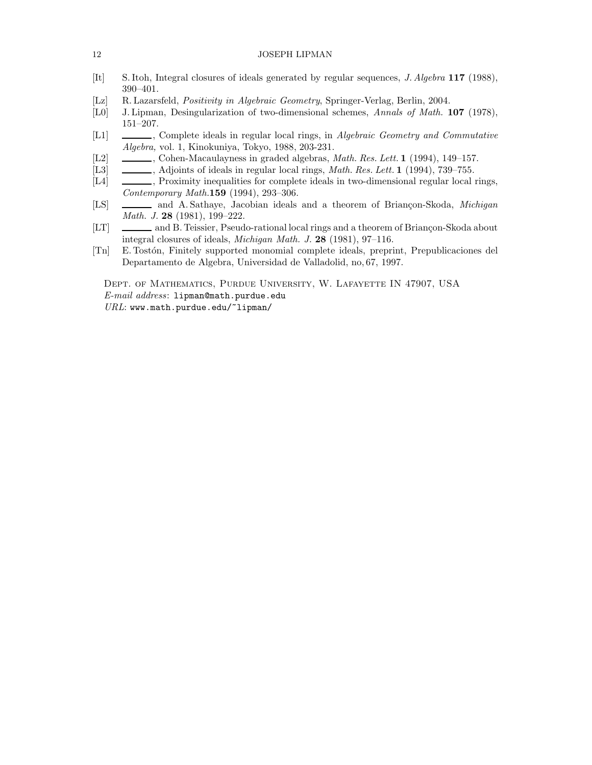[It] S. Itoh, Integral closures of ideals generated by regular sequences, *J. Algebra* **117** (1988), 390–401.

[Lz] R. Lazarsfeld, *Positivity in Algebraic Geometry*, Springer-Verlag, Berlin, 2004.

[L0] J. Lipman, Desingularization of two-dimensional schemes, *Annals of Math.* **107** (1978), 151–207.

[L1] ______, Complete ideals in regular local rings, in *Algebraic Geometry and Commutative Algebra,* vol. 1, Kinokuniya, Tokyo, 1988, 203-231.

[L2] ______, Cohen-Macaulayness in graded algebras, *Math. Res. Lett.* **1** (1994), 149–157.

[L3] ______, Adjoints of ideals in regular local rings, *Math. Res. Lett.* **1** (1994), 739–755.

[L4] ______, Proximity inequalities for complete ideals in two-dimensional regular local rings, *Contemporary Math.* **159** (1994), 293–306.

[LS] ______ and A. Sathaye, Jacobian ideals and a theorem of Briançon-Skoda, *Michigan Math. J.* **28** (1981), 199–222.

[LT] ______ and B. Teissier, Pseudo-rational local rings and a theorem of Briançon-Skoda about integral closures of ideals, *Michigan Math. J.* **28** (1981), 97–116.

[Tn] E. Tostón, Finitely supported monomial complete ideals, preprint, Prepublicaciones del Departamento de Algebra, Universidad de Valladolid, no, 67, 1997.

Dept. of Mathematics, Purdue University, W. Lafayette IN 47907, USA

*E-mail address*: `lipman@math.purdue.edu`

*URL*: `www.math.purdue.edu/~lipman/`